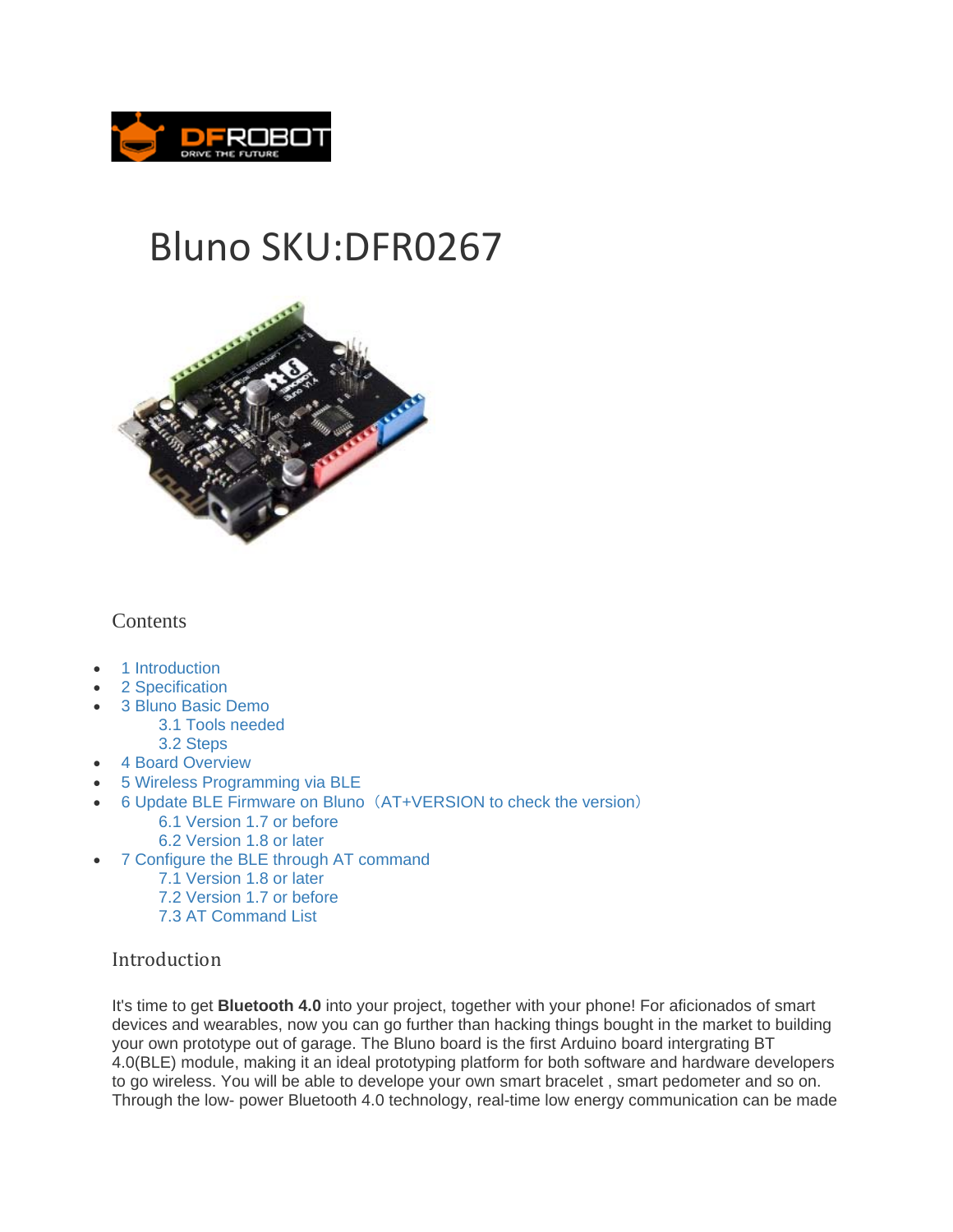# Bluno SKU:DFR0267

## Contents

- 1 Introduction
- 2 Specification
- 3 Bluno Basic Demo
  - 3.1 Tools needed
  - 3.2 Steps
- 4 Board Overview
- 5 Wireless Programming via BLE
- 6 Update BLE Firmware on Bluno（AT+VERSION to check the version）
  - 6.1 Version 1.7 or before
  - 6.2 Version 1.8 or later
- 7 Configure the BLE through AT command
  - 7.1 Version 1.8 or later
  - 7.2 Version 1.7 or before
  - 7.3 AT Command List

## Introduction

It's time to get **Bluetooth 4.0** into your project, together with your phone! For aficionados of smart devices and wearables, now you can go further than hacking things bought in the market to building your own prototype out of garage. The Bluno board is the first Arduino board intergrating BT 4.0(BLE) module, making it an ideal prototyping platform for both software and hardware developers to go wireless. You will be able to develope your own smart bracelet , smart pedometer and so on. Through the low- power Bluetooth 4.0 technology, real-time low energy communication can be made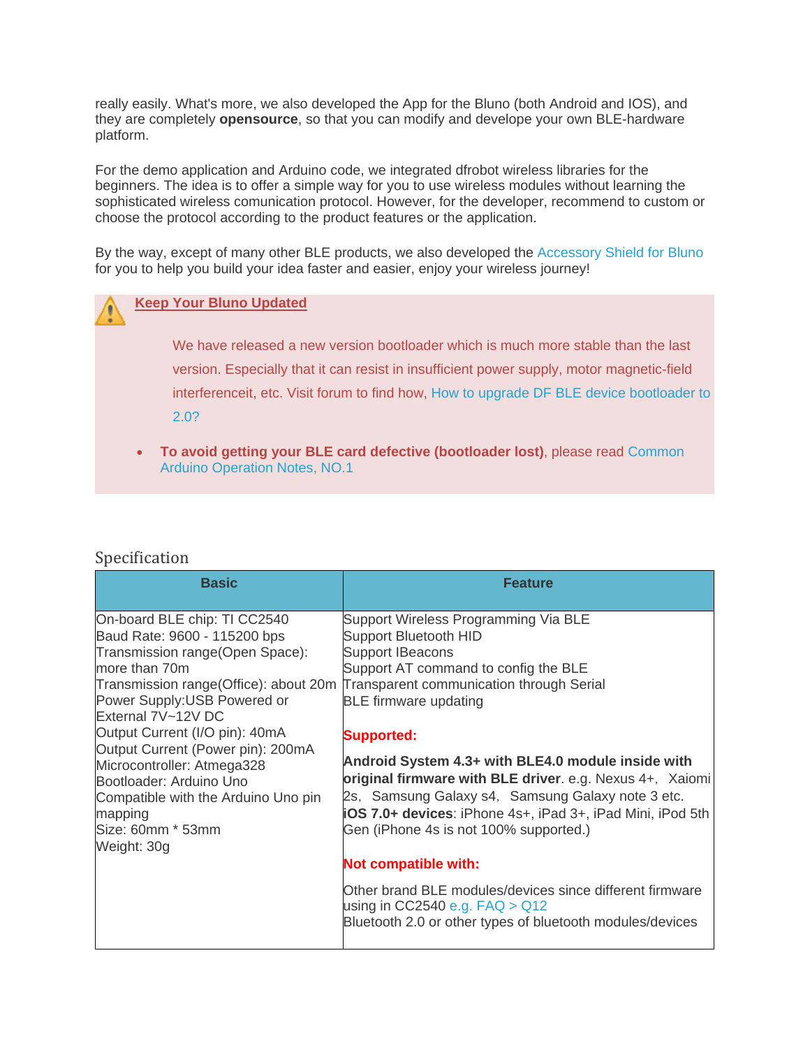really easily. What's more, we also developed the App for the Bluno (both Android and IOS), and they are completely **opensource**, so that you can modify and develope your own BLE-hardware platform.

For the demo application and Arduino code, we integrated dfrobot wireless libraries for the beginners. The idea is to offer a simple way for you to use wireless modules without learning the sophisticated wireless comunication protocol. However, for the developer, recommend to custom or choose the protocol according to the product features or the application.

By the way, except of many other BLE products, we also developed the Accessory Shield for Bluno for you to help you build your idea faster and easier, enjoy your wireless journey!

**Keep Your Bluno Updated**

We have released a new version bootloader which is much more stable than the last version. Especially that it can resist in insufficient power supply, motor magnetic-field interferenceit, etc. Visit forum to find how, How to upgrade DF BLE device bootloader to 2.0?

- **To avoid getting your BLE card defective (bootloader lost)**, please read Common Arduino Operation Notes, NO.1

## Specification

| Basic | Feature |
|---|---|
| On-board BLE chip: TI CC2540<br>Baud Rate: 9600 - 115200 bps<br>Transmission range(Open Space): more than 70m<br>Transmission range(Office): about 20m<br>Power Supply:USB Powered or External 7V~12V DC<br>Output Current (I/O pin): 40mA<br>Output Current (Power pin): 200mA<br>Microcontroller: Atmega328<br>Bootloader: Arduino Uno<br>Compatible with the Arduino Uno pin mapping<br>Size: 60mm * 53mm<br>Weight: 30g | Support Wireless Programming Via BLE<br>Support Bluetooth HID<br>Support IBeacons<br>Support AT command to config the BLE<br>Transparent communication through Serial<br>BLE firmware updating<br><br>**Supported:**<br><br>**Android System 4.3+ with BLE4.0 module inside with original firmware with BLE driver**. e.g. Nexus 4+, Xaiomi 2s, Samsung Galaxy s4, Samsung Galaxy note 3 etc.<br>**iOS 7.0+ devices**: iPhone 4s+, iPad 3+, iPad Mini, iPod 5th Gen (iPhone 4s is not 100% supported.)<br><br>**Not compatible with:**<br><br>Other brand BLE modules/devices since different firmware using in CC2540 e.g. FAQ > Q12<br>Bluetooth 2.0 or other types of bluetooth modules/devices |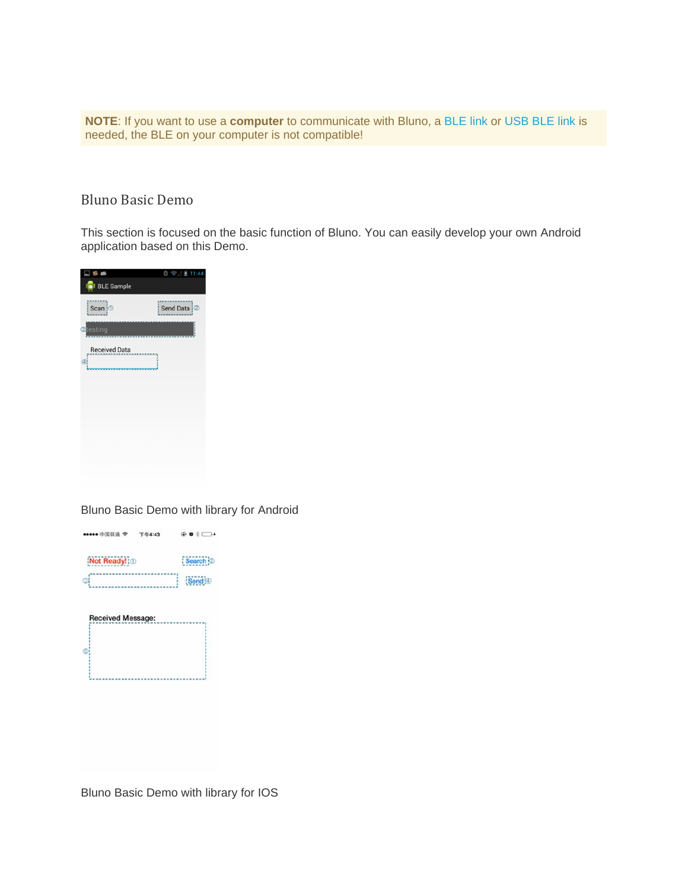**NOTE**: If you want to use a **computer** to communicate with Bluno, a BLE link or USB BLE link is needed, the BLE on your computer is not compatible!

## Bluno Basic Demo

This section is focused on the basic function of Bluno. You can easily develop your own Android application based on this Demo.

Bluno Basic Demo with library for Android

Bluno Basic Demo with library for IOS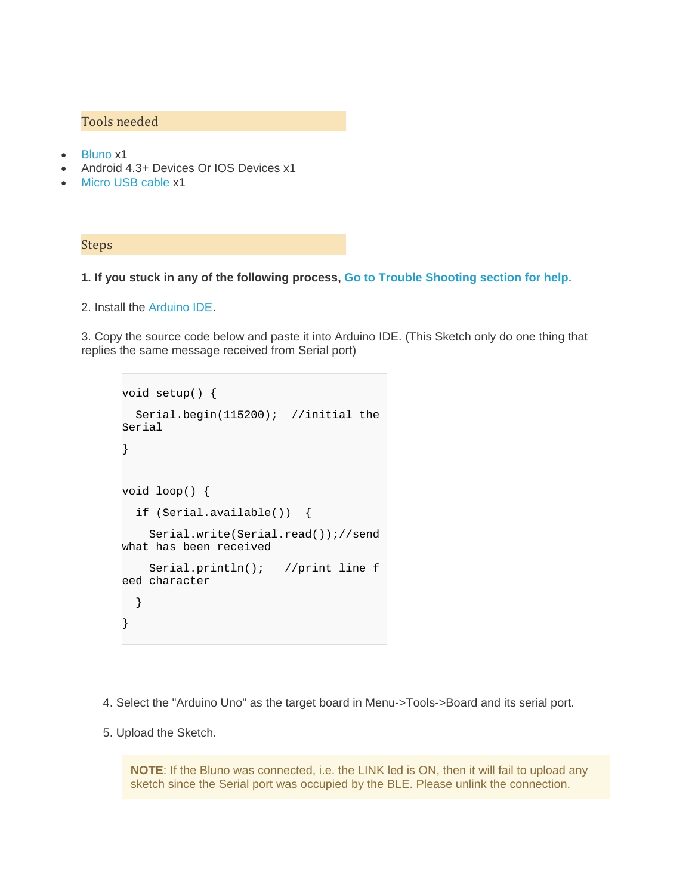## Tools needed

- Bluno x1
- Android 4.3+ Devices Or IOS Devices x1
- Micro USB cable x1

## Steps

**1. If you stuck in any of the following process, Go to Trouble Shooting section for help.**

2. Install the Arduino IDE.

3. Copy the source code below and paste it into Arduino IDE. (This Sketch only do one thing that replies the same message received from Serial port)

```
void setup() {
  Serial.begin(115200);  //initial the Serial
}

void loop() {
  if (Serial.available())  {
    Serial.write(Serial.read());//send what has been received
    Serial.println();   //print line feed character
  }
}
```

4. Select the "Arduino Uno" as the target board in Menu->Tools->Board and its serial port.

5. Upload the Sketch.

> **NOTE**: If the Bluno was connected, i.e. the LINK led is ON, then it will fail to upload any sketch since the Serial port was occupied by the BLE. Please unlink the connection.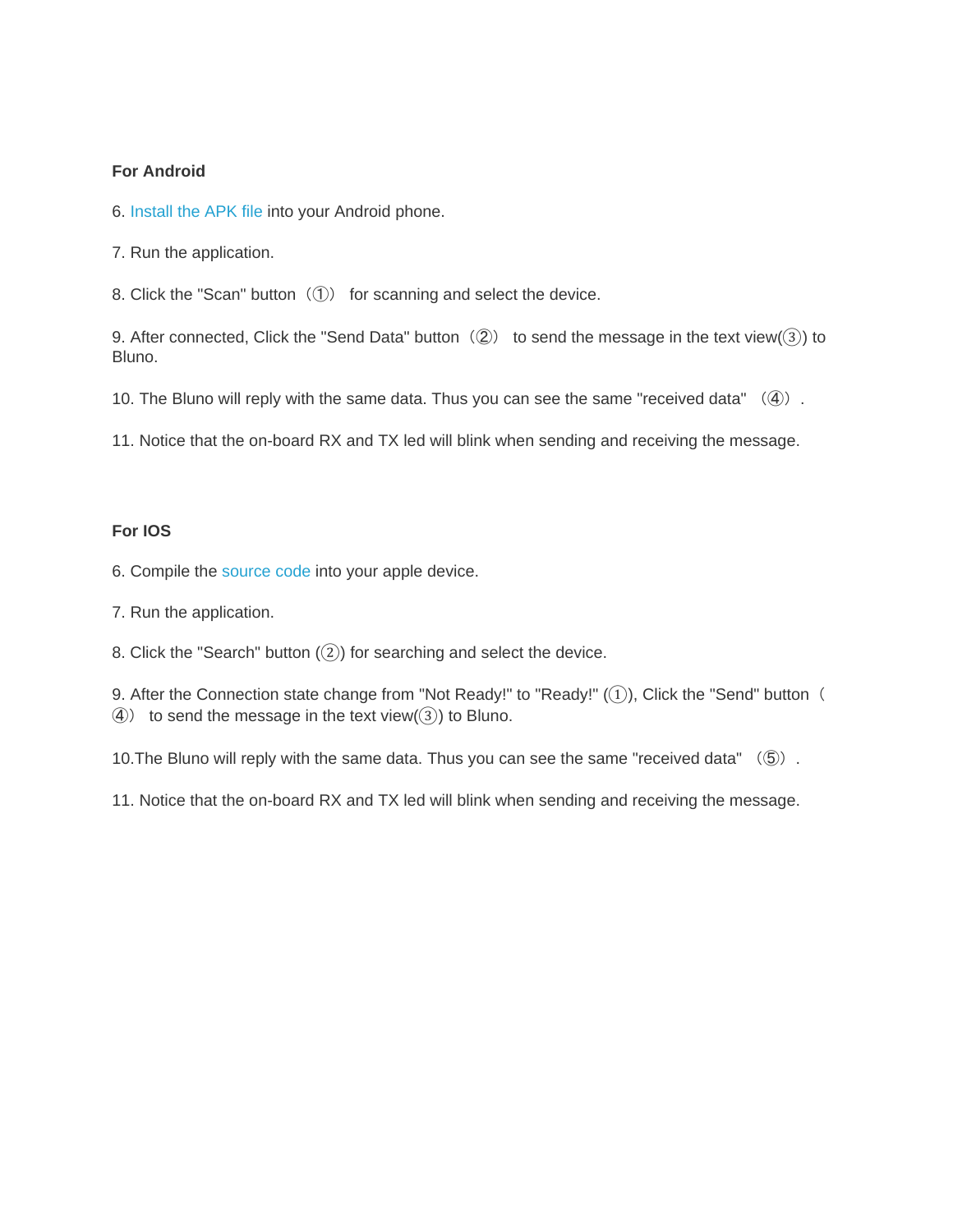**For Android**

6. Install the APK file into your Android phone.

7. Run the application.

8. Click the "Scan" button（①） for scanning and select the device.

9. After connected, Click the "Send Data" button（②） to send the message in the text view(③) to Bluno.

10. The Bluno will reply with the same data. Thus you can see the same "received data" （④）.

11. Notice that the on-board RX and TX led will blink when sending and receiving the message.

**For IOS**

6. Compile the source code into your apple device.

7. Run the application.

8. Click the "Search" button (②) for searching and select the device.

9. After the Connection state change from "Not Ready!" to "Ready!" (①), Click the "Send" button（④） to send the message in the text view(③) to Bluno.

10.The Bluno will reply with the same data. Thus you can see the same "received data" （⑤）.

11. Notice that the on-board RX and TX led will blink when sending and receiving the message.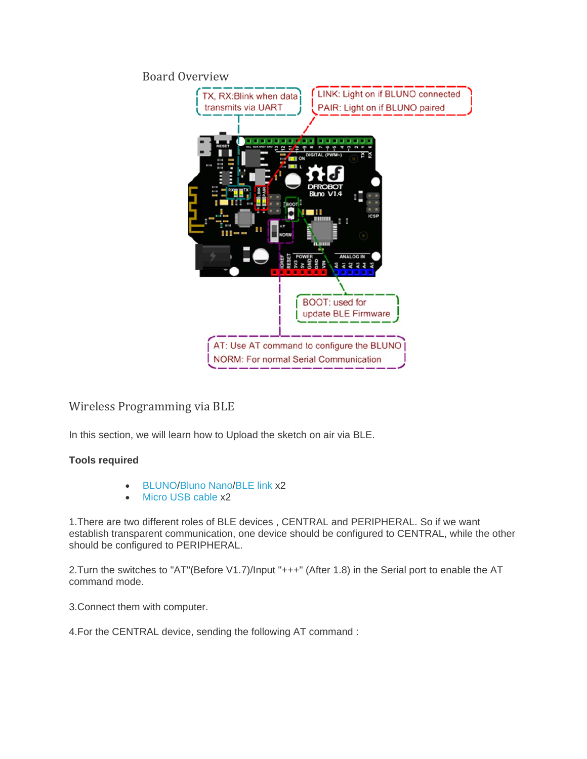Board Overview

TX, RX:Blink when data transmits via UART

LINK: Light on if BLUNO connected
PAIR: Light on if BLUNO paired

BOOT: used for update BLE Firmware

AT: Use AT command to configure the BLUNO
NORM: For normal Serial Communication

## Wireless Programming via BLE

In this section, we will learn how to Upload the sketch on air via BLE.

**Tools required**

- BLUNO/Bluno Nano/BLE link x2
- Micro USB cable x2

1.There are two different roles of BLE devices , CENTRAL and PERIPHERAL. So if we want establish transparent communication, one device should be configured to CENTRAL, while the other should be configured to PERIPHERAL.

2.Turn the switches to "AT"(Before V1.7)/Input "+++" (After 1.8) in the Serial port to enable the AT command mode.

3.Connect them with computer.

4.For the CENTRAL device, sending the following AT command :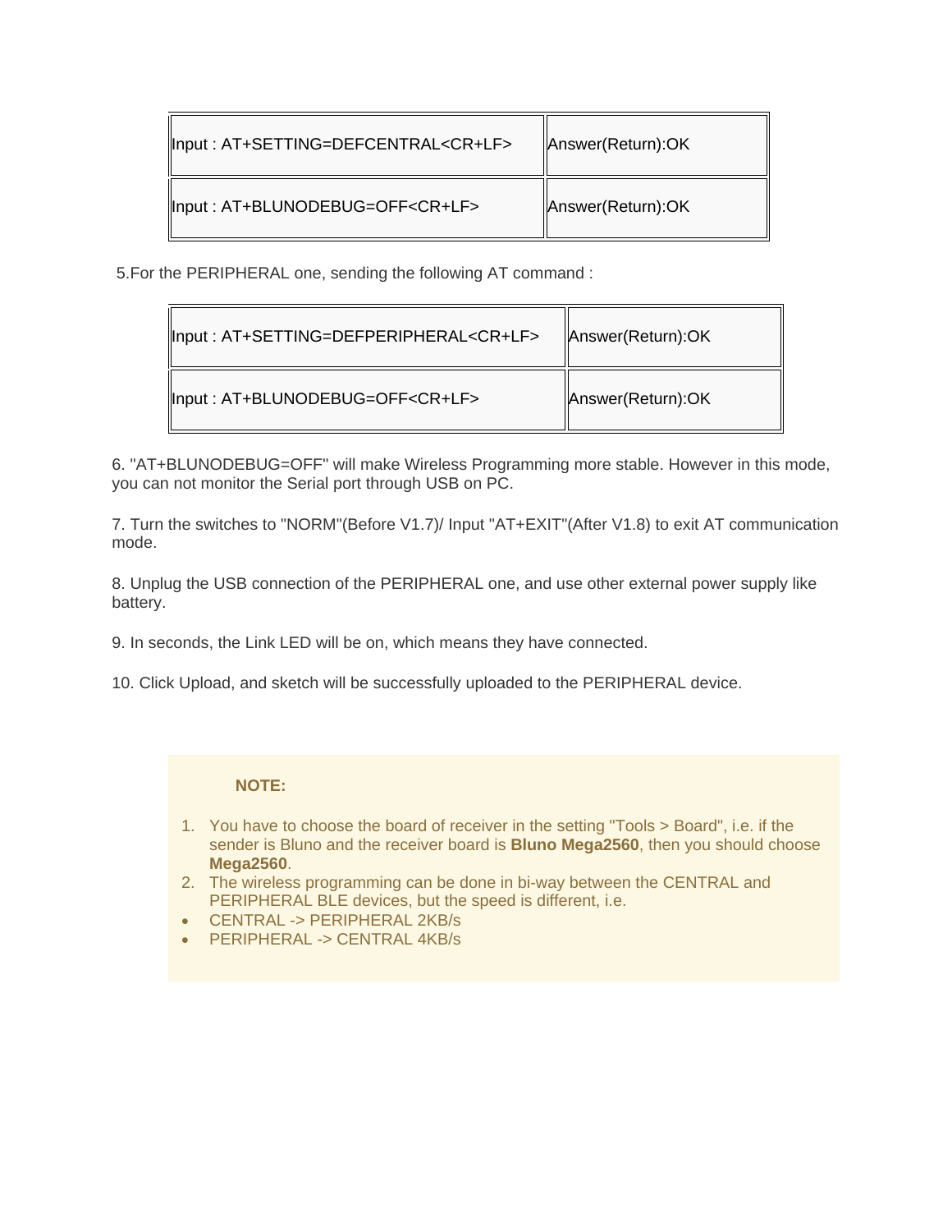| Input : AT+SETTING=DEFCENTRAL<CR+LF> | Answer(Return):OK |
|---|---|
| Input : AT+BLUNODEBUG=OFF<CR+LF> | Answer(Return):OK |

5.For the PERIPHERAL one, sending the following AT command :

| Input : AT+SETTING=DEFPERIPHERAL<CR+LF> | Answer(Return):OK |
|---|---|
| Input : AT+BLUNODEBUG=OFF<CR+LF> | Answer(Return):OK |

6. "AT+BLUNODEBUG=OFF" will make Wireless Programming more stable. However in this mode, you can not monitor the Serial port through USB on PC.

7. Turn the switches to "NORM"(Before V1.7)/ Input "AT+EXIT"(After V1.8) to exit AT communication mode.

8. Unplug the USB connection of the PERIPHERAL one, and use other external power supply like battery.

9. In seconds, the Link LED will be on, which means they have connected.

10. Click Upload, and sketch will be successfully uploaded to the PERIPHERAL device.

**NOTE:**

1. You have to choose the board of receiver in the setting "Tools > Board", i.e. if the sender is Bluno and the receiver board is **Bluno Mega2560**, then you should choose **Mega2560**.
2. The wireless programming can be done in bi-way between the CENTRAL and PERIPHERAL BLE devices, but the speed is different, i.e.

- CENTRAL -> PERIPHERAL 2KB/s
- PERIPHERAL -> CENTRAL 4KB/s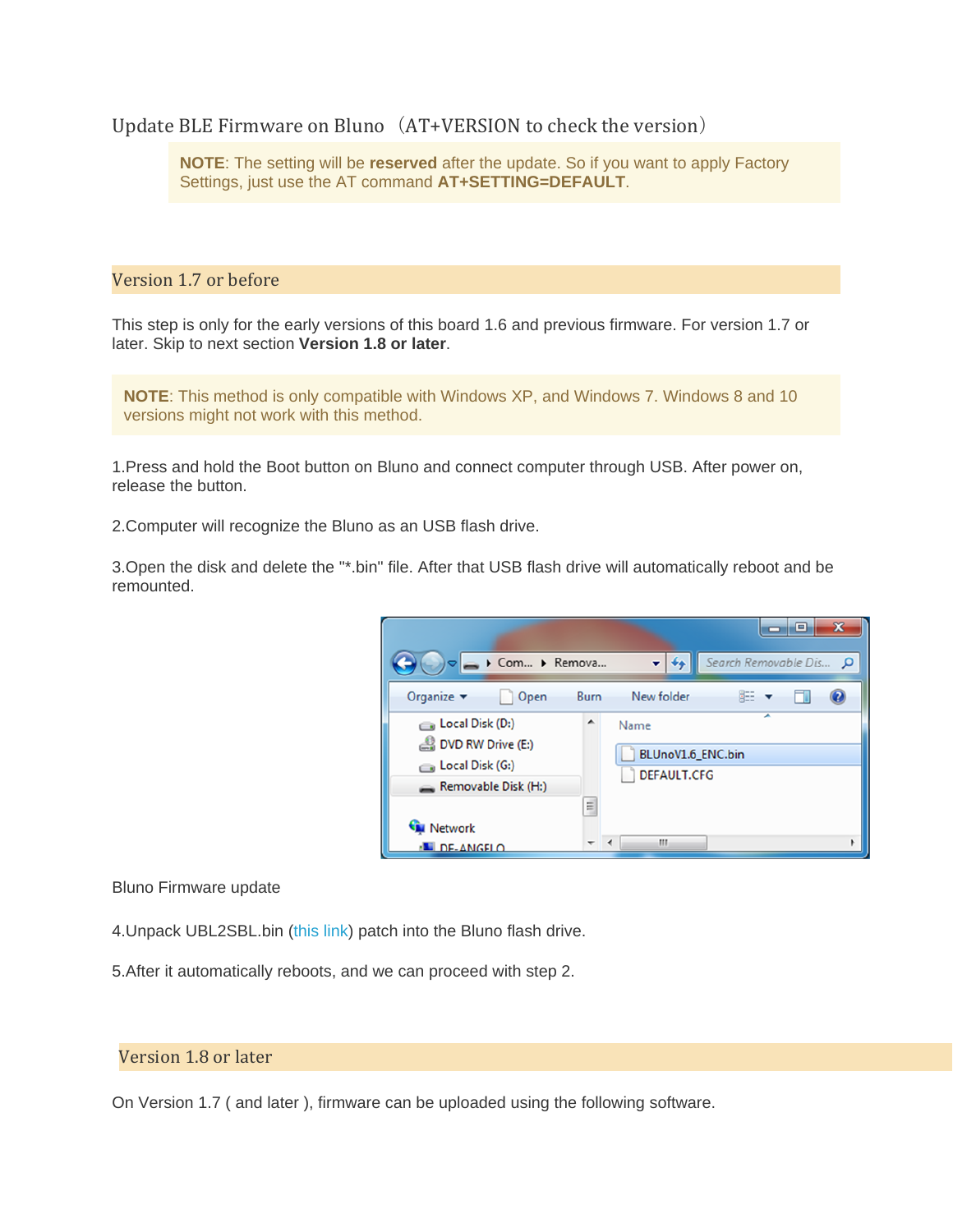## Update BLE Firmware on Bluno （AT+VERSION to check the version）

> **NOTE**: The setting will be **reserved** after the update. So if you want to apply Factory Settings, just use the AT command **AT+SETTING=DEFAULT**.

### Version 1.7 or before

This step is only for the early versions of this board 1.6 and previous firmware. For version 1.7 or later. Skip to next section **Version 1.8 or later**.

> **NOTE**: This method is only compatible with Windows XP, and Windows 7. Windows 8 and 10 versions might not work with this method.

1.Press and hold the Boot button on Bluno and connect computer through USB. After power on, release the button.

2.Computer will recognize the Bluno as an USB flash drive.

3.Open the disk and delete the "*.bin" file. After that USB flash drive will automatically reboot and be remounted.

Bluno Firmware update

4.Unpack UBL2SBL.bin (this link) patch into the Bluno flash drive.

5.After it automatically reboots, and we can proceed with step 2.

### Version 1.8 or later

On Version 1.7 ( and later ), firmware can be uploaded using the following software.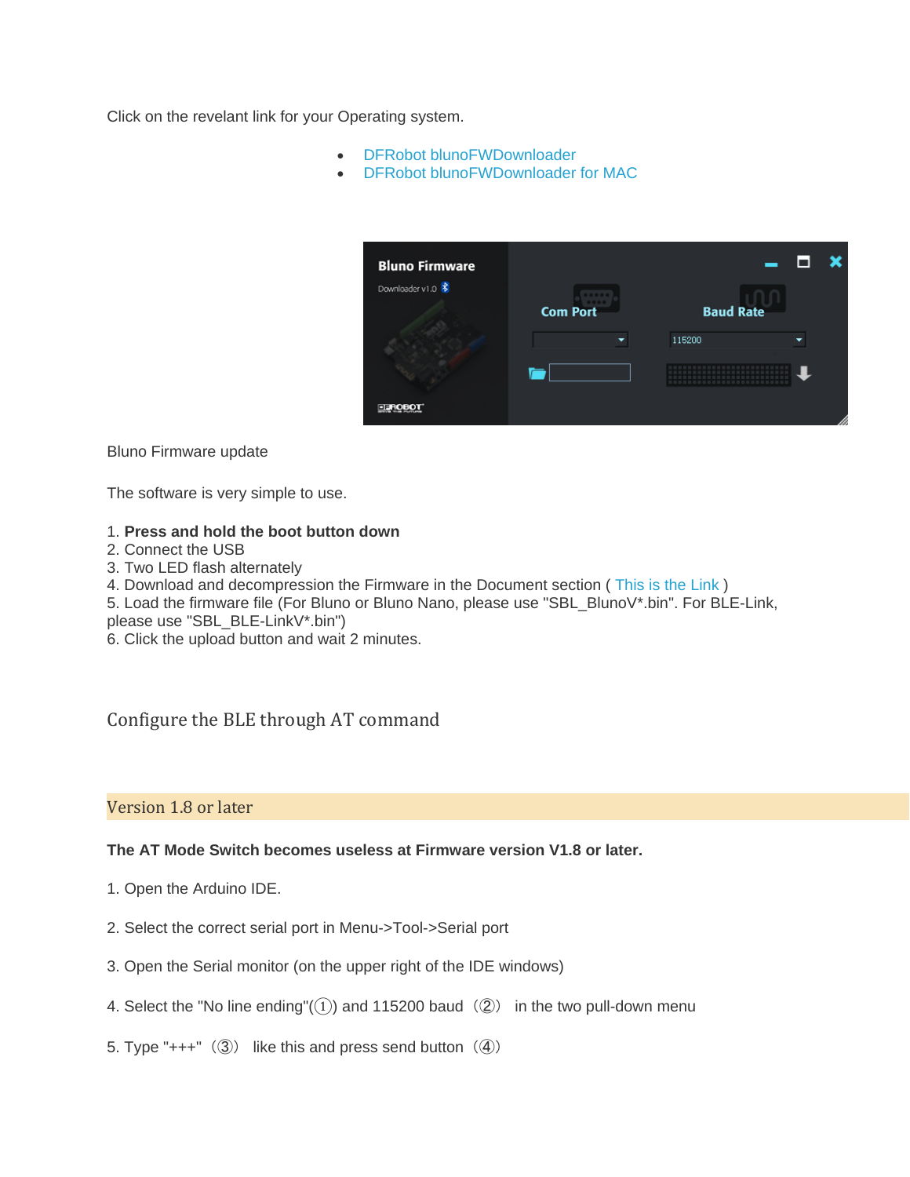Click on the revelant link for your Operating system.

- DFRobot blunoFWDownloader
- DFRobot blunoFWDownloader for MAC

Bluno Firmware update

The software is very simple to use.

1. **Press and hold the boot button down**
2. Connect the USB
3. Two LED flash alternately
4. Download and decompression the Firmware in the Document section ( This is the Link )
5. Load the firmware file (For Bluno or Bluno Nano, please use "SBL_BlunoV*.bin". For BLE-Link, please use "SBL_BLE-LinkV*.bin")
6. Click the upload button and wait 2 minutes.

## Configure the BLE through AT command

### Version 1.8 or later

**The AT Mode Switch becomes useless at Firmware version V1.8 or later.**

1. Open the Arduino IDE.

2. Select the correct serial port in Menu->Tool->Serial port

3. Open the Serial monitor (on the upper right of the IDE windows)

4. Select the "No line ending"(①) and 115200 baud（②） in the two pull-down menu

5. Type "+++"（③） like this and press send button（④）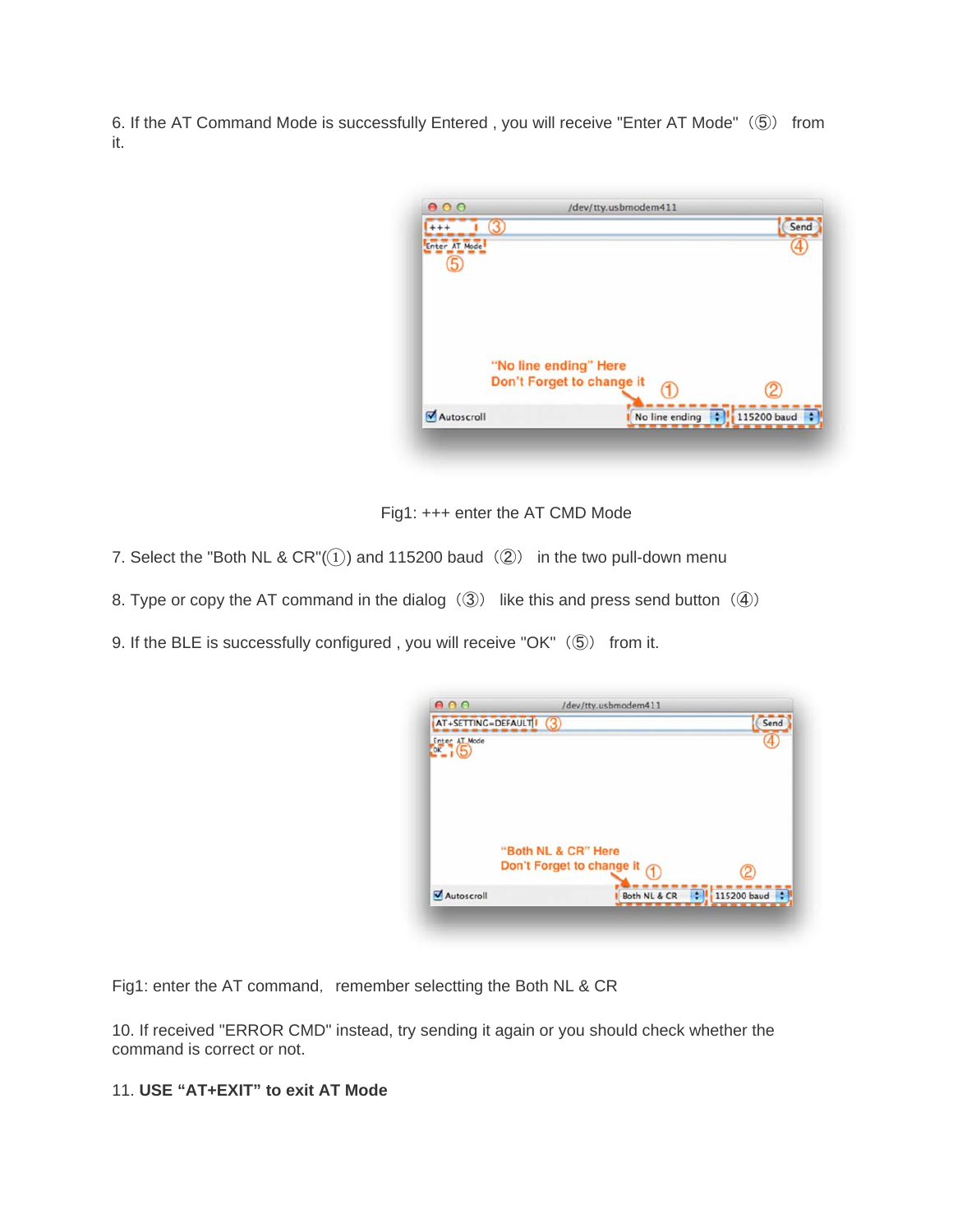6. If the AT Command Mode is successfully Entered , you will receive "Enter AT Mode"（⑤） from it.

Fig1: +++ enter the AT CMD Mode

7. Select the "Both NL & CR"(①) and 115200 baud（②） in the two pull-down menu

8. Type or copy the AT command in the dialog（③） like this and press send button（④）

9. If the BLE is successfully configured , you will receive "OK"（⑤） from it.

Fig1: enter the AT command, remember selectting the Both NL & CR

10. If received "ERROR CMD" instead, try sending it again or you should check whether the command is correct or not.

11. **USE "AT+EXIT" to exit AT Mode**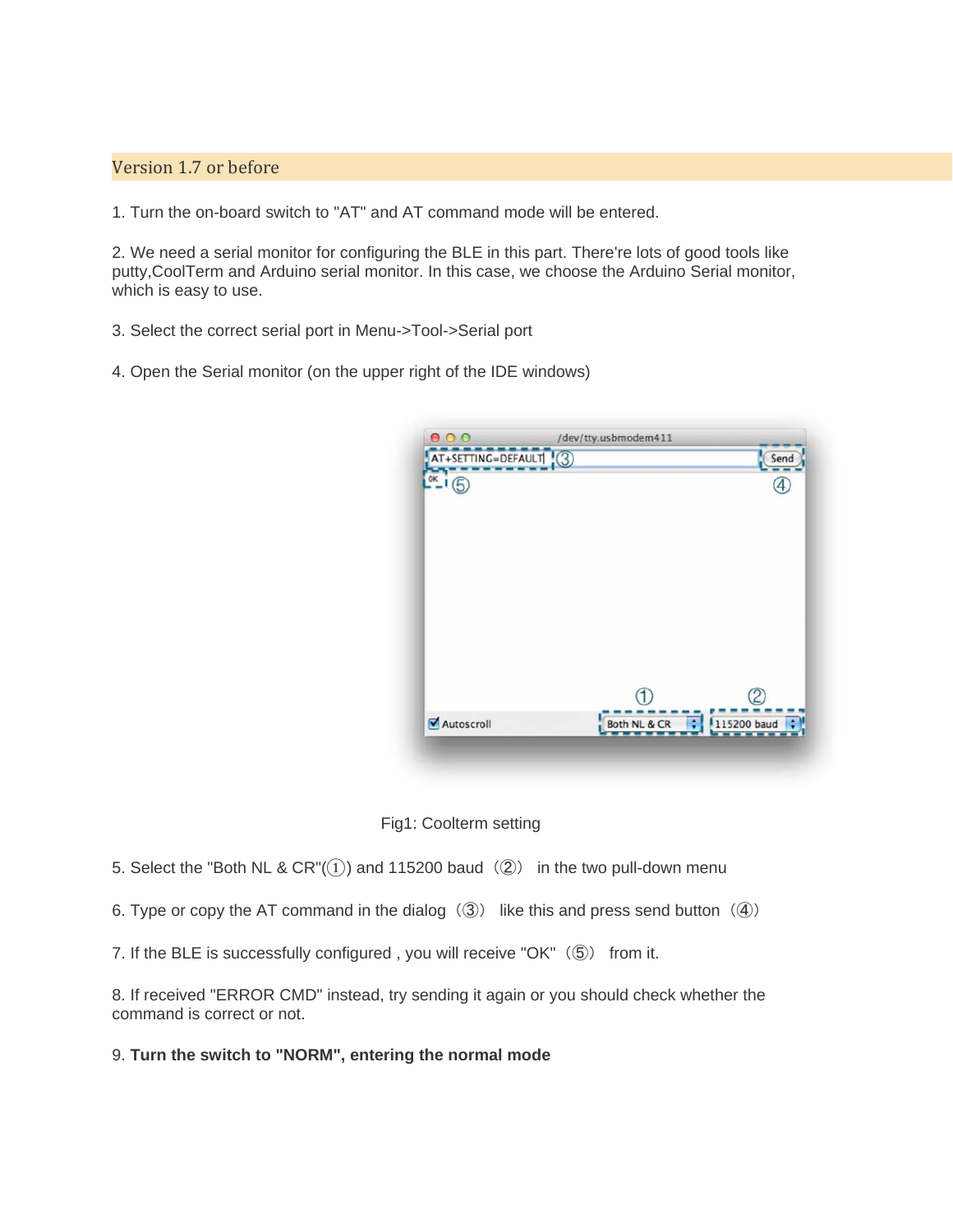## Version 1.7 or before

1. Turn the on-board switch to "AT" and AT command mode will be entered.

2. We need a serial monitor for configuring the BLE in this part. There're lots of good tools like putty,CoolTerm and Arduino serial monitor. In this case, we choose the Arduino Serial monitor, which is easy to use.

3. Select the correct serial port in Menu->Tool->Serial port

4. Open the Serial monitor (on the upper right of the IDE windows)

Fig1: Coolterm setting

5. Select the "Both NL & CR"(①) and 115200 baud（②） in the two pull-down menu

6. Type or copy the AT command in the dialog（③） like this and press send button（④）

7. If the BLE is successfully configured , you will receive "OK"（⑤） from it.

8. If received "ERROR CMD" instead, try sending it again or you should check whether the command is correct or not.

9. **Turn the switch to "NORM", entering the normal mode**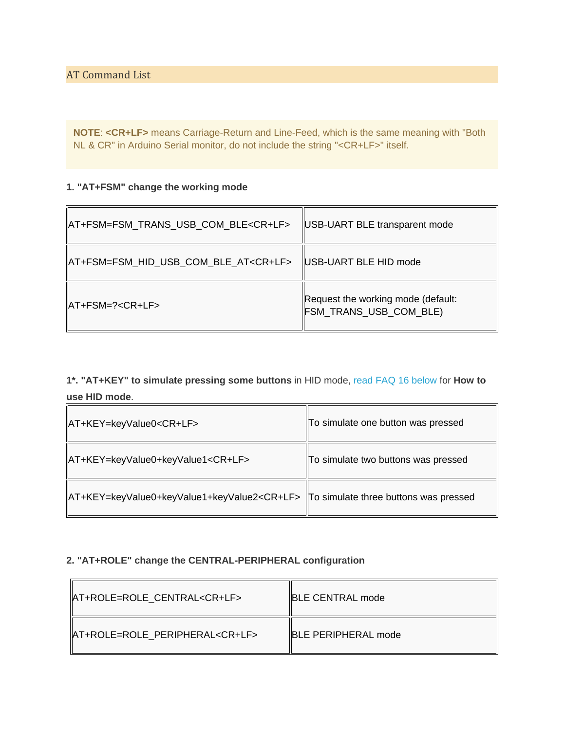## AT Command List

**NOTE**: **<CR+LF>** means Carriage-Return and Line-Feed, which is the same meaning with "Both NL & CR" in Arduino Serial monitor, do not include the string "<CR+LF>" itself.

**1. "AT+FSM" change the working mode**

| | |
|---|---|
| AT+FSM=FSM_TRANS_USB_COM_BLE<CR+LF> | USB-UART BLE transparent mode |
| AT+FSM=FSM_HID_USB_COM_BLE_AT<CR+LF> | USB-UART BLE HID mode |
| AT+FSM=?<CR+LF> | Request the working mode (default: FSM_TRANS_USB_COM_BLE) |

**1\*. "AT+KEY" to simulate pressing some buttons** in HID mode, read FAQ 16 below for **How to use HID mode**.

| | |
|---|---|
| AT+KEY=keyValue0<CR+LF> | To simulate one button was pressed |
| AT+KEY=keyValue0+keyValue1<CR+LF> | To simulate two buttons was pressed |
| AT+KEY=keyValue0+keyValue1+keyValue2<CR+LF> | To simulate three buttons was pressed |

**2. "AT+ROLE" change the CENTRAL-PERIPHERAL configuration**

| | |
|---|---|
| AT+ROLE=ROLE_CENTRAL<CR+LF> | BLE CENTRAL mode |
| AT+ROLE=ROLE_PERIPHERAL<CR+LF> | BLE PERIPHERAL mode |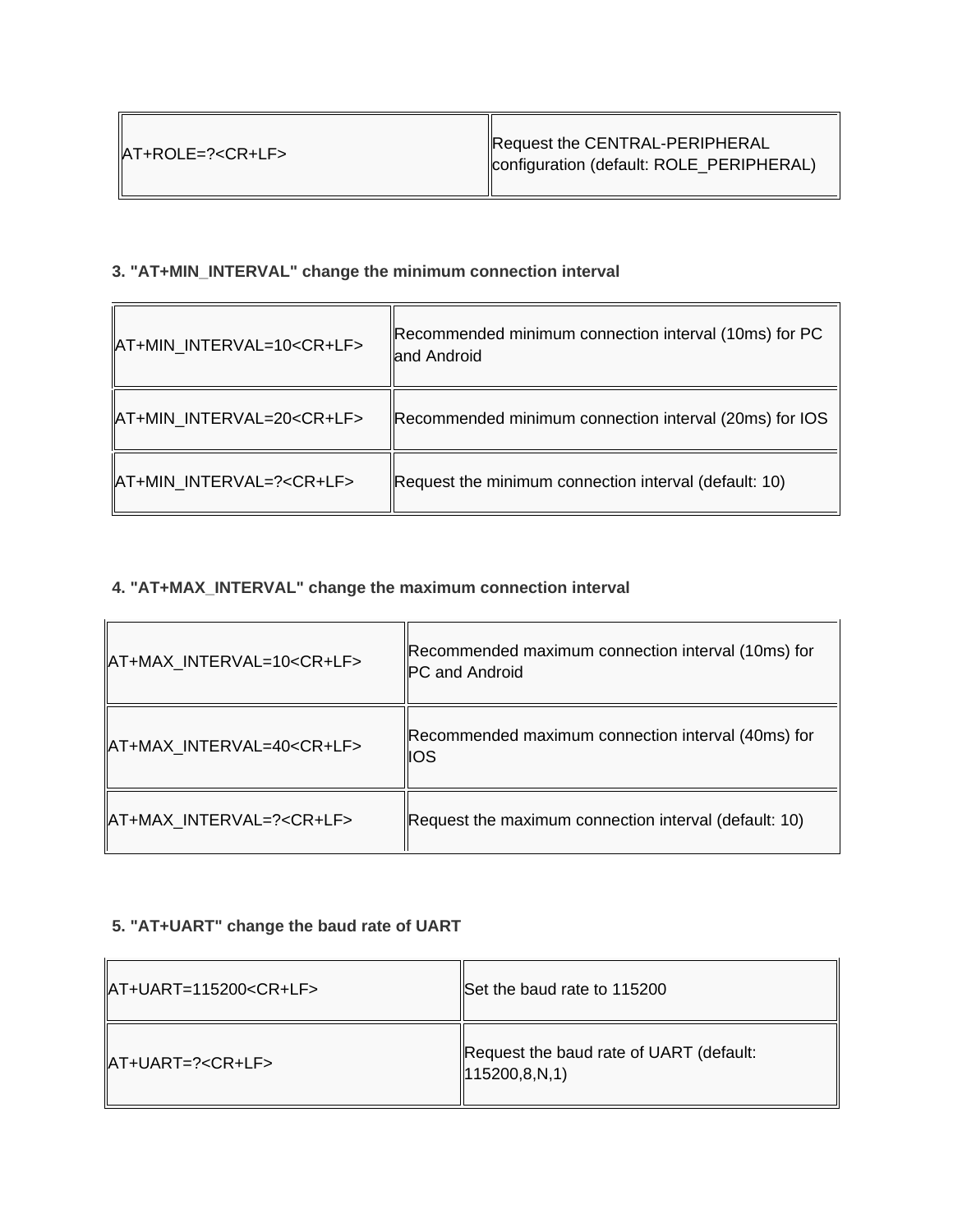| AT+ROLE=?<CR+LF> | Request the CENTRAL-PERIPHERAL configuration (default: ROLE_PERIPHERAL) |
| --- | --- |

**3. "AT+MIN_INTERVAL" change the minimum connection interval**

| AT+MIN_INTERVAL=10<CR+LF> | Recommended minimum connection interval (10ms) for PC and Android |
| --- | --- |
| AT+MIN_INTERVAL=20<CR+LF> | Recommended minimum connection interval (20ms) for IOS |
| AT+MIN_INTERVAL=?<CR+LF> | Request the minimum connection interval (default: 10) |

**4. "AT+MAX_INTERVAL" change the maximum connection interval**

| AT+MAX_INTERVAL=10<CR+LF> | Recommended maximum connection interval (10ms) for PC and Android |
| --- | --- |
| AT+MAX_INTERVAL=40<CR+LF> | Recommended maximum connection interval (40ms) for IOS |
| AT+MAX_INTERVAL=?<CR+LF> | Request the maximum connection interval (default: 10) |

**5. "AT+UART" change the baud rate of UART**

| AT+UART=115200<CR+LF> | Set the baud rate to 115200 |
| --- | --- |
| AT+UART=?<CR+LF> | Request the baud rate of UART (default: 115200,8,N,1) |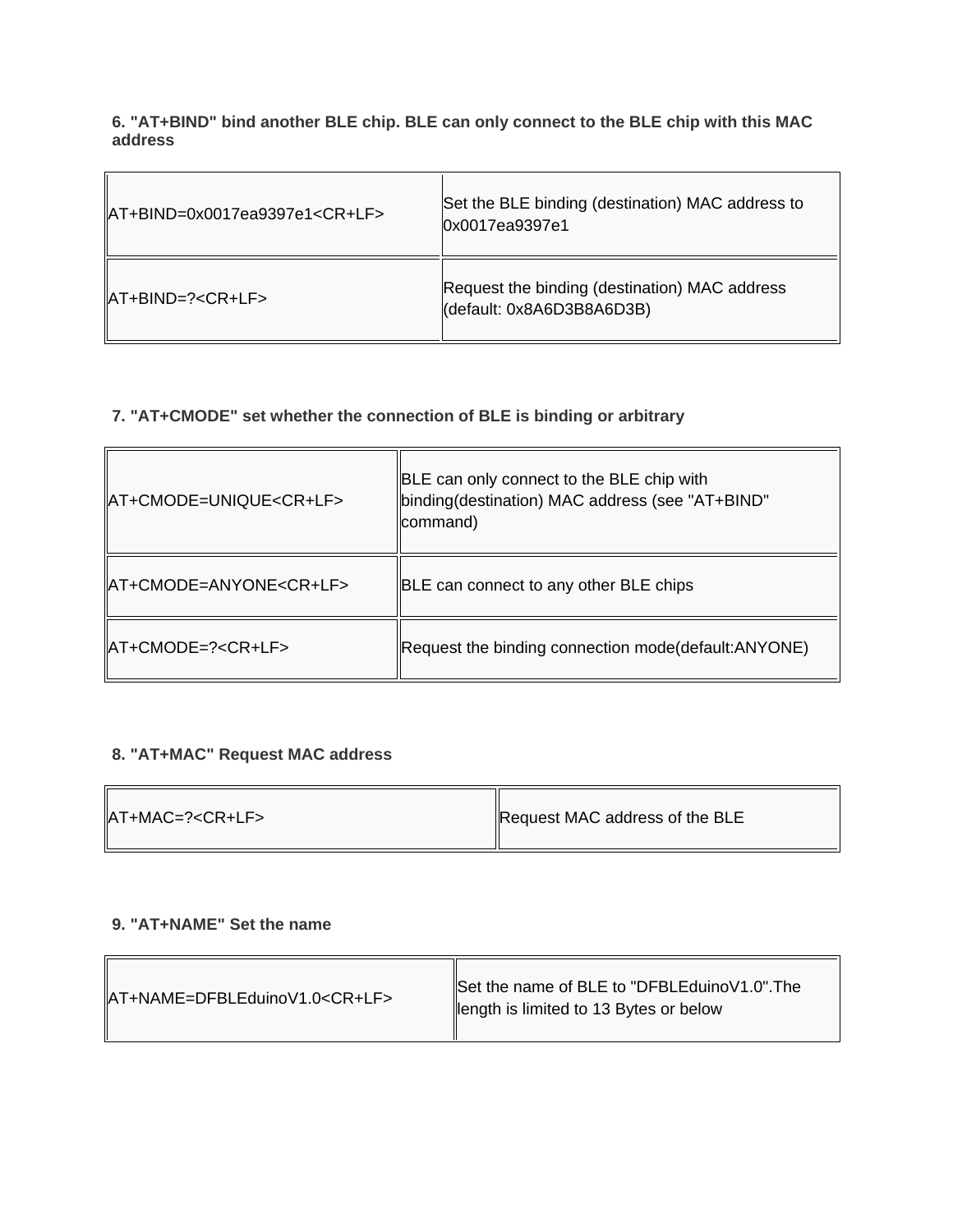**6. "AT+BIND" bind another BLE chip. BLE can only connect to the BLE chip with this MAC address**

| | |
|---|---|
| AT+BIND=0x0017ea9397e1<CR+LF> | Set the BLE binding (destination) MAC address to 0x0017ea9397e1 |
| AT+BIND=?<CR+LF> | Request the binding (destination) MAC address (default: 0x8A6D3B8A6D3B) |

**7. "AT+CMODE" set whether the connection of BLE is binding or arbitrary**

| | |
|---|---|
| AT+CMODE=UNIQUE<CR+LF> | BLE can only connect to the BLE chip with binding(destination) MAC address (see "AT+BIND" command) |
| AT+CMODE=ANYONE<CR+LF> | BLE can connect to any other BLE chips |
| AT+CMODE=?<CR+LF> | Request the binding connection mode(default:ANYONE) |

**8. "AT+MAC" Request MAC address**

| | |
|---|---|
| AT+MAC=?<CR+LF> | Request MAC address of the BLE |

**9. "AT+NAME" Set the name**

| | |
|---|---|
| AT+NAME=DFBLEduinoV1.0<CR+LF> | Set the name of BLE to "DFBLEduinoV1.0".The length is limited to 13 Bytes or below |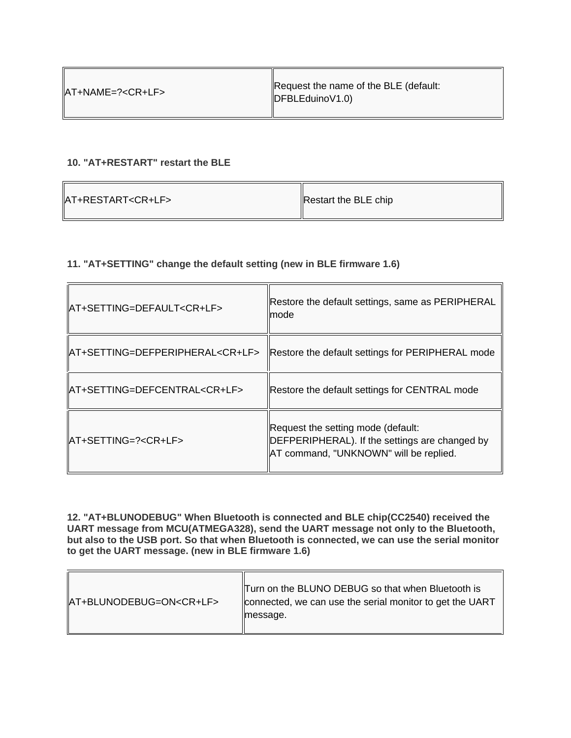| | |
|---|---|
| AT+NAME=?<CR+LF> | Request the name of the BLE (default: DFBLEduinoV1.0) |

**10. "AT+RESTART" restart the BLE**

| | |
|---|---|
| AT+RESTART<CR+LF> | Restart the BLE chip |

**11. "AT+SETTING" change the default setting (new in BLE firmware 1.6)**

| | |
|---|---|
| AT+SETTING=DEFAULT<CR+LF> | Restore the default settings, same as PERIPHERAL mode |
| AT+SETTING=DEFPERIPHERAL<CR+LF> | Restore the default settings for PERIPHERAL mode |
| AT+SETTING=DEFCENTRAL<CR+LF> | Restore the default settings for CENTRAL mode |
| AT+SETTING=?<CR+LF> | Request the setting mode (default: DEFPERIPHERAL). If the settings are changed by AT command, "UNKNOWN" will be replied. |

**12. "AT+BLUNODEBUG" When Bluetooth is connected and BLE chip(CC2540) received the UART message from MCU(ATMEGA328), send the UART message not only to the Bluetooth, but also to the USB port. So that when Bluetooth is connected, we can use the serial monitor to get the UART message. (new in BLE firmware 1.6)**

| | |
|---|---|
| AT+BLUNODEBUG=ON<CR+LF> | Turn on the BLUNO DEBUG so that when Bluetooth is connected, we can use the serial monitor to get the UART message. |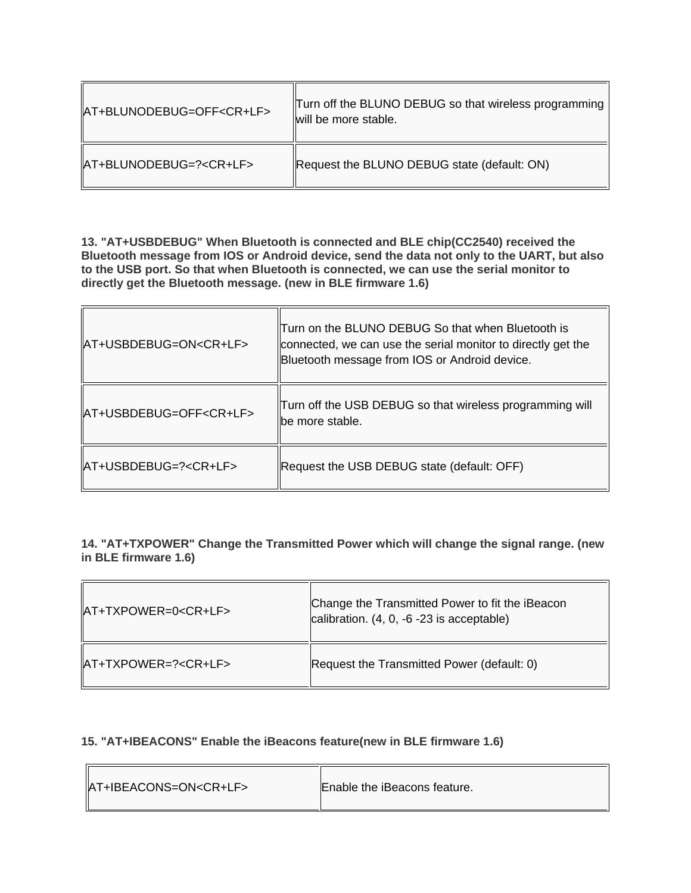| | |
|---|---|
| AT+BLUNODEBUG=OFF<CR+LF> | Turn off the BLUNO DEBUG so that wireless programming will be more stable. |
| AT+BLUNODEBUG=?<CR+LF> | Request the BLUNO DEBUG state (default: ON) |

**13. "AT+USBDEBUG" When Bluetooth is connected and BLE chip(CC2540) received the Bluetooth message from IOS or Android device, send the data not only to the UART, but also to the USB port. So that when Bluetooth is connected, we can use the serial monitor to directly get the Bluetooth message. (new in BLE firmware 1.6)**

| | |
|---|---|
| AT+USBDEBUG=ON<CR+LF> | Turn on the BLUNO DEBUG So that when Bluetooth is connected, we can use the serial monitor to directly get the Bluetooth message from IOS or Android device. |
| AT+USBDEBUG=OFF<CR+LF> | Turn off the USB DEBUG so that wireless programming will be more stable. |
| AT+USBDEBUG=?<CR+LF> | Request the USB DEBUG state (default: OFF) |

**14. "AT+TXPOWER" Change the Transmitted Power which will change the signal range. (new in BLE firmware 1.6)**

| | |
|---|---|
| AT+TXPOWER=0<CR+LF> | Change the Transmitted Power to fit the iBeacon calibration. (4, 0, -6 -23 is acceptable) |
| AT+TXPOWER=?<CR+LF> | Request the Transmitted Power (default: 0) |

**15. "AT+IBEACONS" Enable the iBeacons feature(new in BLE firmware 1.6)**

| | |
|---|---|
| AT+IBEACONS=ON<CR+LF> | Enable the iBeacons feature. |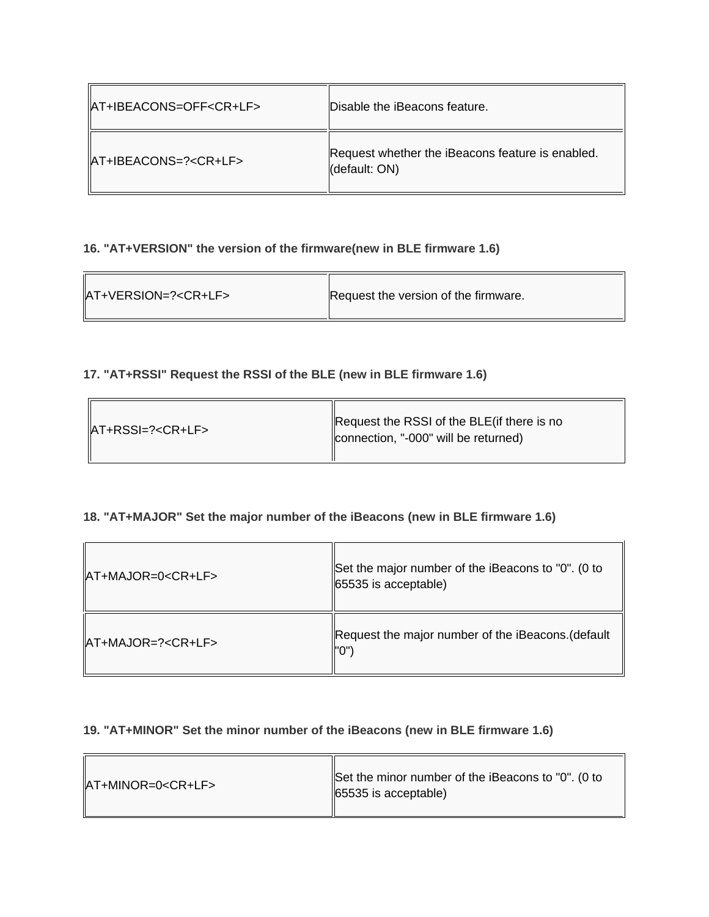| | |
|---|---|
| AT+IBEACONS=OFF<CR+LF> | Disable the iBeacons feature. |
| AT+IBEACONS=?<CR+LF> | Request whether the iBeacons feature is enabled. (default: ON) |

**16. "AT+VERSION" the version of the firmware(new in BLE firmware 1.6)**

| | |
|---|---|
| AT+VERSION=?<CR+LF> | Request the version of the firmware. |

**17. "AT+RSSI" Request the RSSI of the BLE (new in BLE firmware 1.6)**

| | |
|---|---|
| AT+RSSI=?<CR+LF> | Request the RSSI of the BLE(if there is no connection, "-000" will be returned) |

**18. "AT+MAJOR" Set the major number of the iBeacons (new in BLE firmware 1.6)**

| | |
|---|---|
| AT+MAJOR=0<CR+LF> | Set the major number of the iBeacons to "0". (0 to 65535 is acceptable) |
| AT+MAJOR=?<CR+LF> | Request the major number of the iBeacons.(default "0") |

**19. "AT+MINOR" Set the minor number of the iBeacons (new in BLE firmware 1.6)**

| | |
|---|---|
| AT+MINOR=0<CR+LF> | Set the minor number of the iBeacons to "0". (0 to 65535 is acceptable) |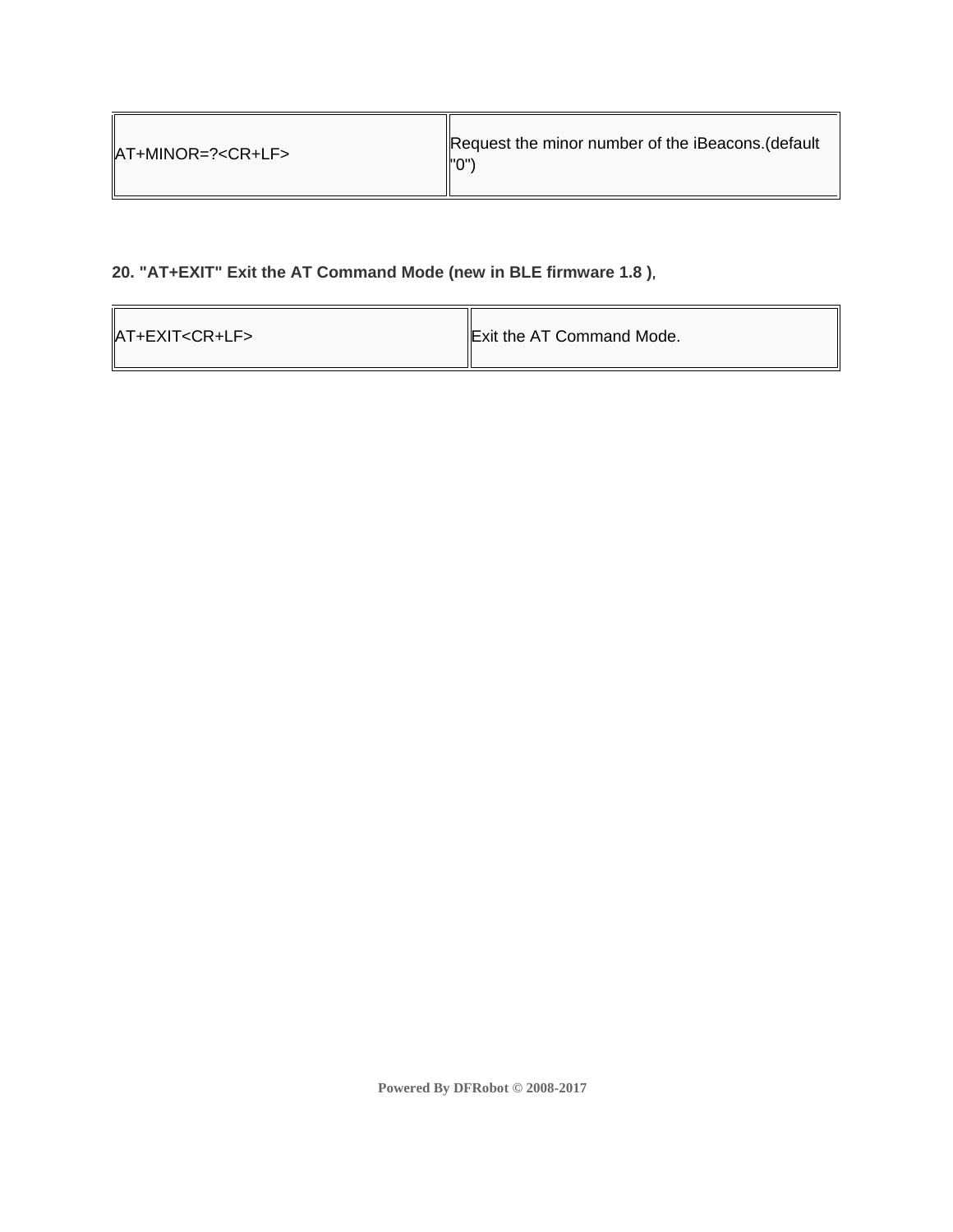| | |
|---|---|
| AT+MINOR=?<CR+LF> | Request the minor number of the iBeacons.(default "0") |

**20. "AT+EXIT" Exit the AT Command Mode (new in BLE firmware 1.8 )**,

| | |
|---|---|
| AT+EXIT<CR+LF> | Exit the AT Command Mode. |